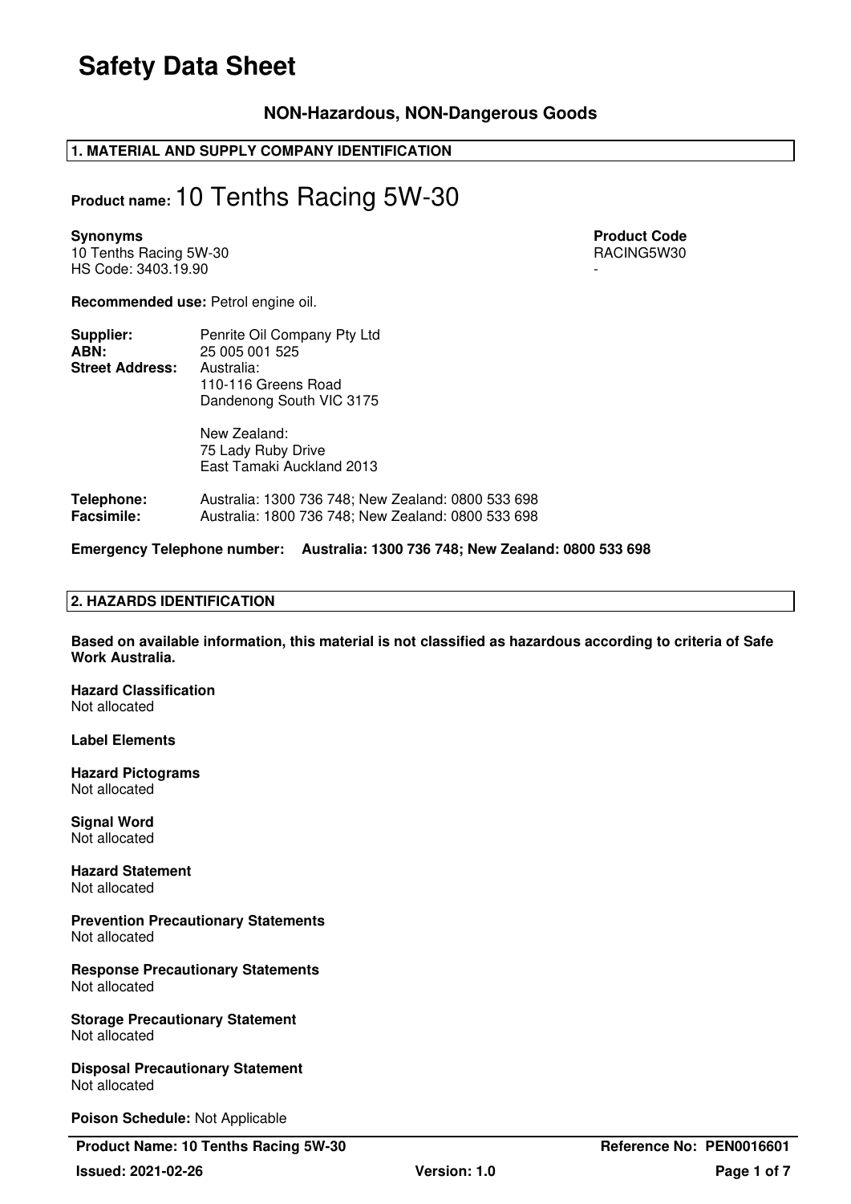# Safety Data Sheet

### NON-Hazardous, NON-Dangerous Goods

## 1. MATERIAL AND SUPPLY COMPANY IDENTIFICATION

**Product name:** 10 Tenths Racing 5W-30

**Synonyms**
10 Tenths Racing 5W-30
HS Code: 3403.19.90

**Product Code**
RACING5W30
-

**Recommended use:** Petrol engine oil.

**Supplier:** Penrite Oil Company Pty Ltd
**ABN:** 25 005 001 525
**Street Address:** Australia:
110-116 Greens Road
Dandenong South VIC 3175

New Zealand:
75 Lady Ruby Drive
East Tamaki Auckland 2013

**Telephone:** Australia: 1300 736 748; New Zealand: 0800 533 698
**Facsimile:** Australia: 1800 736 748; New Zealand: 0800 533 698

**Emergency Telephone number: Australia: 1300 736 748; New Zealand: 0800 533 698**

## 2. HAZARDS IDENTIFICATION

**Based on available information, this material is not classified as hazardous according to criteria of Safe Work Australia.**

**Hazard Classification**
Not allocated

**Label Elements**

**Hazard Pictograms**
Not allocated

**Signal Word**
Not allocated

**Hazard Statement**
Not allocated

**Prevention Precautionary Statements**
Not allocated

**Response Precautionary Statements**
Not allocated

**Storage Precautionary Statement**
Not allocated

**Disposal Precautionary Statement**
Not allocated

**Poison Schedule:** Not Applicable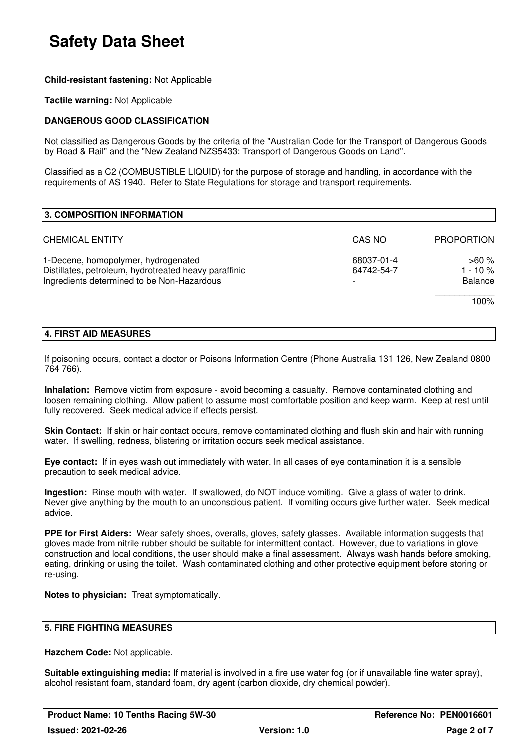**Child-resistant fastening:** Not Applicable

**Tactile warning:** Not Applicable

**DANGEROUS GOOD CLASSIFICATION**

Not classified as Dangerous Goods by the criteria of the "Australian Code for the Transport of Dangerous Goods by Road & Rail" and the "New Zealand NZS5433: Transport of Dangerous Goods on Land".

Classified as a C2 (COMBUSTIBLE LIQUID) for the purpose of storage and handling, in accordance with the requirements of AS 1940. Refer to State Regulations for storage and transport requirements.

## 3. COMPOSITION INFORMATION

| CHEMICAL ENTITY | CAS NO | PROPORTION |
|---|---|---|
| 1-Decene, homopolymer, hydrogenated | 68037-01-4 | >60 % |
| Distillates, petroleum, hydrotreated heavy paraffinic | 64742-54-7 | 1 - 10 % |
| Ingredients determined to be Non-Hazardous | - | Balance |
| | | 100% |

## 4. FIRST AID MEASURES

If poisoning occurs, contact a doctor or Poisons Information Centre (Phone Australia 131 126, New Zealand 0800 764 766).

**Inhalation:** Remove victim from exposure - avoid becoming a casualty. Remove contaminated clothing and loosen remaining clothing. Allow patient to assume most comfortable position and keep warm. Keep at rest until fully recovered. Seek medical advice if effects persist.

**Skin Contact:** If skin or hair contact occurs, remove contaminated clothing and flush skin and hair with running water. If swelling, redness, blistering or irritation occurs seek medical assistance.

**Eye contact:** If in eyes wash out immediately with water. In all cases of eye contamination it is a sensible precaution to seek medical advice.

**Ingestion:** Rinse mouth with water. If swallowed, do NOT induce vomiting. Give a glass of water to drink. Never give anything by the mouth to an unconscious patient. If vomiting occurs give further water. Seek medical advice.

**PPE for First Aiders:** Wear safety shoes, overalls, gloves, safety glasses. Available information suggests that gloves made from nitrile rubber should be suitable for intermittent contact. However, due to variations in glove construction and local conditions, the user should make a final assessment. Always wash hands before smoking, eating, drinking or using the toilet. Wash contaminated clothing and other protective equipment before storing or re-using.

**Notes to physician:** Treat symptomatically.

## 5. FIRE FIGHTING MEASURES

**Hazchem Code:** Not applicable.

**Suitable extinguishing media:** If material is involved in a fire use water fog (or if unavailable fine water spray), alcohol resistant foam, standard foam, dry agent (carbon dioxide, dry chemical powder).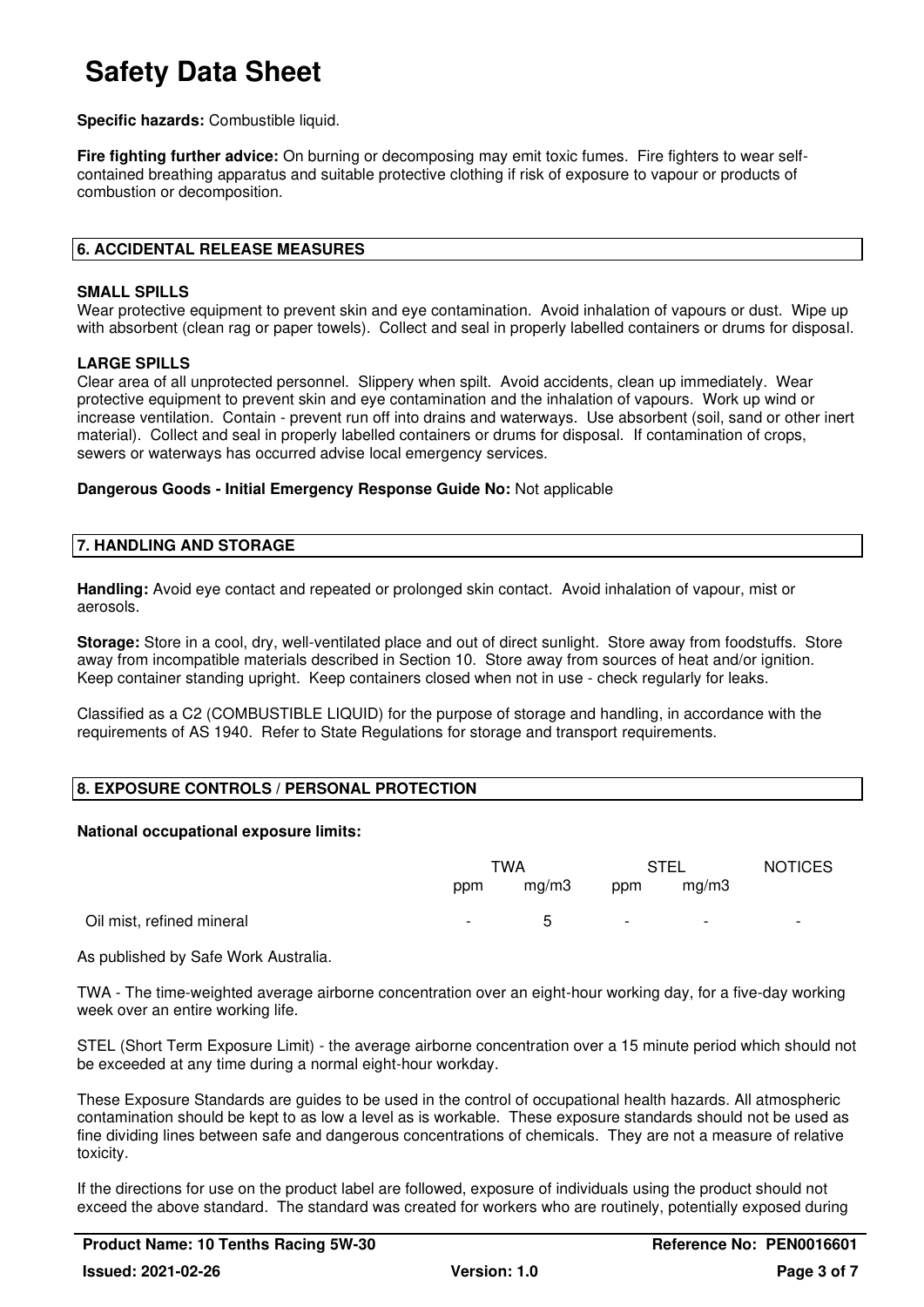**Specific hazards:** Combustible liquid.

**Fire fighting further advice:** On burning or decomposing may emit toxic fumes. Fire fighters to wear self-contained breathing apparatus and suitable protective clothing if risk of exposure to vapour or products of combustion or decomposition.

## 6. ACCIDENTAL RELEASE MEASURES

### SMALL SPILLS

Wear protective equipment to prevent skin and eye contamination. Avoid inhalation of vapours or dust. Wipe up with absorbent (clean rag or paper towels). Collect and seal in properly labelled containers or drums for disposal.

### LARGE SPILLS

Clear area of all unprotected personnel. Slippery when spilt. Avoid accidents, clean up immediately. Wear protective equipment to prevent skin and eye contamination and the inhalation of vapours. Work up wind or increase ventilation. Contain - prevent run off into drains and waterways. Use absorbent (soil, sand or other inert material). Collect and seal in properly labelled containers or drums for disposal. If contamination of crops, sewers or waterways has occurred advise local emergency services.

**Dangerous Goods - Initial Emergency Response Guide No:** Not applicable

## 7. HANDLING AND STORAGE

**Handling:** Avoid eye contact and repeated or prolonged skin contact. Avoid inhalation of vapour, mist or aerosols.

**Storage:** Store in a cool, dry, well-ventilated place and out of direct sunlight. Store away from foodstuffs. Store away from incompatible materials described in Section 10. Store away from sources of heat and/or ignition. Keep container standing upright. Keep containers closed when not in use - check regularly for leaks.

Classified as a C2 (COMBUSTIBLE LIQUID) for the purpose of storage and handling, in accordance with the requirements of AS 1940. Refer to State Regulations for storage and transport requirements.

## 8. EXPOSURE CONTROLS / PERSONAL PROTECTION

**National occupational exposure limits:**

| | TWA | | STEL | | NOTICES |
|---|---|---|---|---|---|
| | ppm | mg/m3 | ppm | mg/m3 | |
| Oil mist, refined mineral | - | 5 | - | - | - |

As published by Safe Work Australia.

TWA - The time-weighted average airborne concentration over an eight-hour working day, for a five-day working week over an entire working life.

STEL (Short Term Exposure Limit) - the average airborne concentration over a 15 minute period which should not be exceeded at any time during a normal eight-hour workday.

These Exposure Standards are guides to be used in the control of occupational health hazards. All atmospheric contamination should be kept to as low a level as is workable. These exposure standards should not be used as fine dividing lines between safe and dangerous concentrations of chemicals. They are not a measure of relative toxicity.

If the directions for use on the product label are followed, exposure of individuals using the product should not exceed the above standard. The standard was created for workers who are routinely, potentially exposed during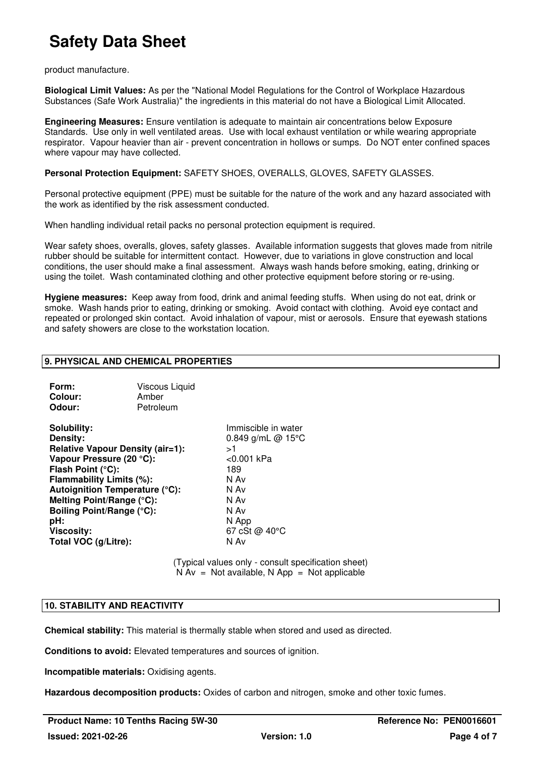product manufacture.

**Biological Limit Values:** As per the "National Model Regulations for the Control of Workplace Hazardous Substances (Safe Work Australia)" the ingredients in this material do not have a Biological Limit Allocated.

**Engineering Measures:** Ensure ventilation is adequate to maintain air concentrations below Exposure Standards. Use only in well ventilated areas. Use with local exhaust ventilation or while wearing appropriate respirator. Vapour heavier than air - prevent concentration in hollows or sumps. Do NOT enter confined spaces where vapour may have collected.

**Personal Protection Equipment:** SAFETY SHOES, OVERALLS, GLOVES, SAFETY GLASSES.

Personal protective equipment (PPE) must be suitable for the nature of the work and any hazard associated with the work as identified by the risk assessment conducted.

When handling individual retail packs no personal protection equipment is required.

Wear safety shoes, overalls, gloves, safety glasses. Available information suggests that gloves made from nitrile rubber should be suitable for intermittent contact. However, due to variations in glove construction and local conditions, the user should make a final assessment. Always wash hands before smoking, eating, drinking or using the toilet. Wash contaminated clothing and other protective equipment before storing or re-using.

**Hygiene measures:** Keep away from food, drink and animal feeding stuffs. When using do not eat, drink or smoke. Wash hands prior to eating, drinking or smoking. Avoid contact with clothing. Avoid eye contact and repeated or prolonged skin contact. Avoid inhalation of vapour, mist or aerosols. Ensure that eyewash stations and safety showers are close to the workstation location.

## 9. PHYSICAL AND CHEMICAL PROPERTIES

**Form:** Viscous Liquid
**Colour:** Amber
**Odour:** Petroleum

| | |
|---|---|
| **Solubility:** | Immiscible in water |
| **Density:** | 0.849 g/mL @ 15°C |
| **Relative Vapour Density (air=1):** | >1 |
| **Vapour Pressure (20 °C):** | <0.001 kPa |
| **Flash Point (°C):** | 189 |
| **Flammability Limits (%):** | N Av |
| **Autoignition Temperature (°C):** | N Av |
| **Melting Point/Range (°C):** | N Av |
| **Boiling Point/Range (°C):** | N Av |
| **pH:** | N App |
| **Viscosity:** | 67 cSt @ 40°C |
| **Total VOC (g/Litre):** | N Av |

(Typical values only - consult specification sheet)
N Av = Not available, N App = Not applicable

## 10. STABILITY AND REACTIVITY

**Chemical stability:** This material is thermally stable when stored and used as directed.

**Conditions to avoid:** Elevated temperatures and sources of ignition.

**Incompatible materials:** Oxidising agents.

**Hazardous decomposition products:** Oxides of carbon and nitrogen, smoke and other toxic fumes.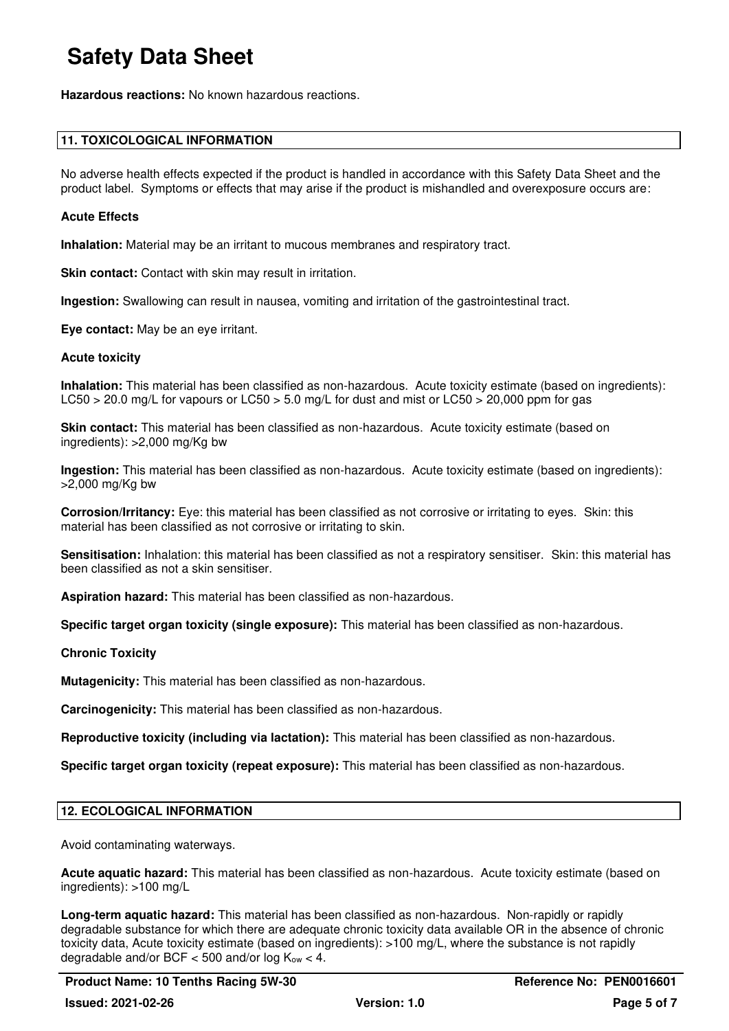**Hazardous reactions:** No known hazardous reactions.

## 11. TOXICOLOGICAL INFORMATION

No adverse health effects expected if the product is handled in accordance with this Safety Data Sheet and the product label. Symptoms or effects that may arise if the product is mishandled and overexposure occurs are:

### Acute Effects

**Inhalation:** Material may be an irritant to mucous membranes and respiratory tract.

**Skin contact:** Contact with skin may result in irritation.

**Ingestion:** Swallowing can result in nausea, vomiting and irritation of the gastrointestinal tract.

**Eye contact:** May be an eye irritant.

### Acute toxicity

**Inhalation:** This material has been classified as non-hazardous. Acute toxicity estimate (based on ingredients): LC50 > 20.0 mg/L for vapours or LC50 > 5.0 mg/L for dust and mist or LC50 > 20,000 ppm for gas

**Skin contact:** This material has been classified as non-hazardous. Acute toxicity estimate (based on ingredients): >2,000 mg/Kg bw

**Ingestion:** This material has been classified as non-hazardous. Acute toxicity estimate (based on ingredients): >2,000 mg/Kg bw

**Corrosion/Irritancy:** Eye: this material has been classified as not corrosive or irritating to eyes. Skin: this material has been classified as not corrosive or irritating to skin.

**Sensitisation:** Inhalation: this material has been classified as not a respiratory sensitiser. Skin: this material has been classified as not a skin sensitiser.

**Aspiration hazard:** This material has been classified as non-hazardous.

**Specific target organ toxicity (single exposure):** This material has been classified as non-hazardous.

### Chronic Toxicity

**Mutagenicity:** This material has been classified as non-hazardous.

**Carcinogenicity:** This material has been classified as non-hazardous.

**Reproductive toxicity (including via lactation):** This material has been classified as non-hazardous.

**Specific target organ toxicity (repeat exposure):** This material has been classified as non-hazardous.

## 12. ECOLOGICAL INFORMATION

Avoid contaminating waterways.

**Acute aquatic hazard:** This material has been classified as non-hazardous. Acute toxicity estimate (based on ingredients): >100 mg/L

**Long-term aquatic hazard:** This material has been classified as non-hazardous. Non-rapidly or rapidly degradable substance for which there are adequate chronic toxicity data available OR in the absence of chronic toxicity data, Acute toxicity estimate (based on ingredients): >100 mg/L, where the substance is not rapidly degradable and/or BCF < 500 and/or log $K_{ow}$ < 4.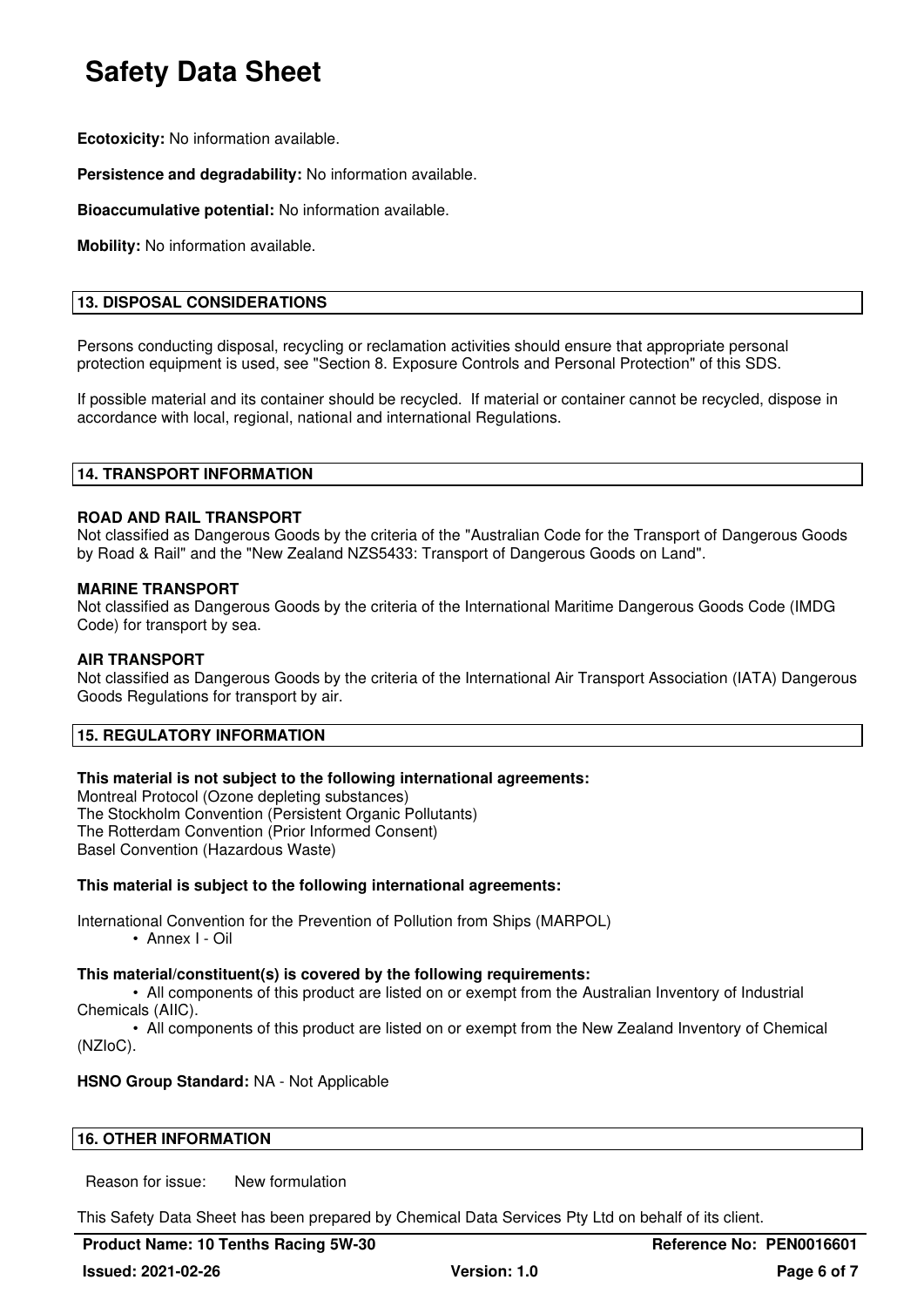**Ecotoxicity:** No information available.

**Persistence and degradability:** No information available.

**Bioaccumulative potential:** No information available.

**Mobility:** No information available.

## 13. DISPOSAL CONSIDERATIONS

Persons conducting disposal, recycling or reclamation activities should ensure that appropriate personal protection equipment is used, see "Section 8. Exposure Controls and Personal Protection" of this SDS.

If possible material and its container should be recycled. If material or container cannot be recycled, dispose in accordance with local, regional, national and international Regulations.

## 14. TRANSPORT INFORMATION

**ROAD AND RAIL TRANSPORT**
Not classified as Dangerous Goods by the criteria of the "Australian Code for the Transport of Dangerous Goods by Road & Rail" and the "New Zealand NZS5433: Transport of Dangerous Goods on Land".

**MARINE TRANSPORT**
Not classified as Dangerous Goods by the criteria of the International Maritime Dangerous Goods Code (IMDG Code) for transport by sea.

**AIR TRANSPORT**
Not classified as Dangerous Goods by the criteria of the International Air Transport Association (IATA) Dangerous Goods Regulations for transport by air.

## 15. REGULATORY INFORMATION

**This material is not subject to the following international agreements:**
Montreal Protocol (Ozone depleting substances)
The Stockholm Convention (Persistent Organic Pollutants)
The Rotterdam Convention (Prior Informed Consent)
Basel Convention (Hazardous Waste)

**This material is subject to the following international agreements:**

International Convention for the Prevention of Pollution from Ships (MARPOL)
- Annex I - Oil

**This material/constituent(s) is covered by the following requirements:**
- All components of this product are listed on or exempt from the Australian Inventory of Industrial Chemicals (AIIC).
- All components of this product are listed on or exempt from the New Zealand Inventory of Chemical (NZIoC).

**HSNO Group Standard:** NA - Not Applicable

## 16. OTHER INFORMATION

Reason for issue: New formulation

This Safety Data Sheet has been prepared by Chemical Data Services Pty Ltd on behalf of its client.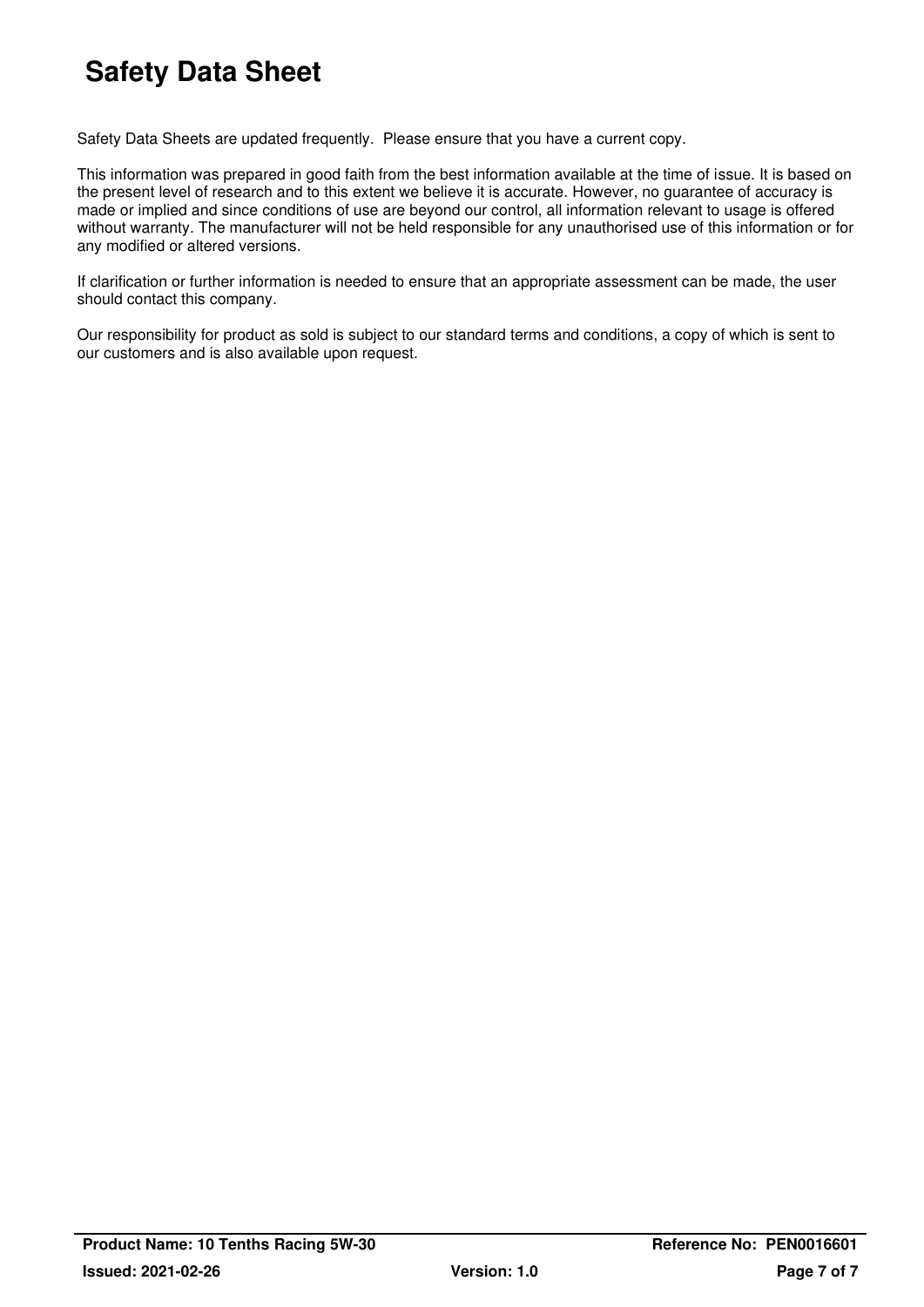# Safety Data Sheet

Safety Data Sheets are updated frequently. Please ensure that you have a current copy.

This information was prepared in good faith from the best information available at the time of issue. It is based on the present level of research and to this extent we believe it is accurate. However, no guarantee of accuracy is made or implied and since conditions of use are beyond our control, all information relevant to usage is offered without warranty. The manufacturer will not be held responsible for any unauthorised use of this information or for any modified or altered versions.

If clarification or further information is needed to ensure that an appropriate assessment can be made, the user should contact this company.

Our responsibility for product as sold is subject to our standard terms and conditions, a copy of which is sent to our customers and is also available upon request.